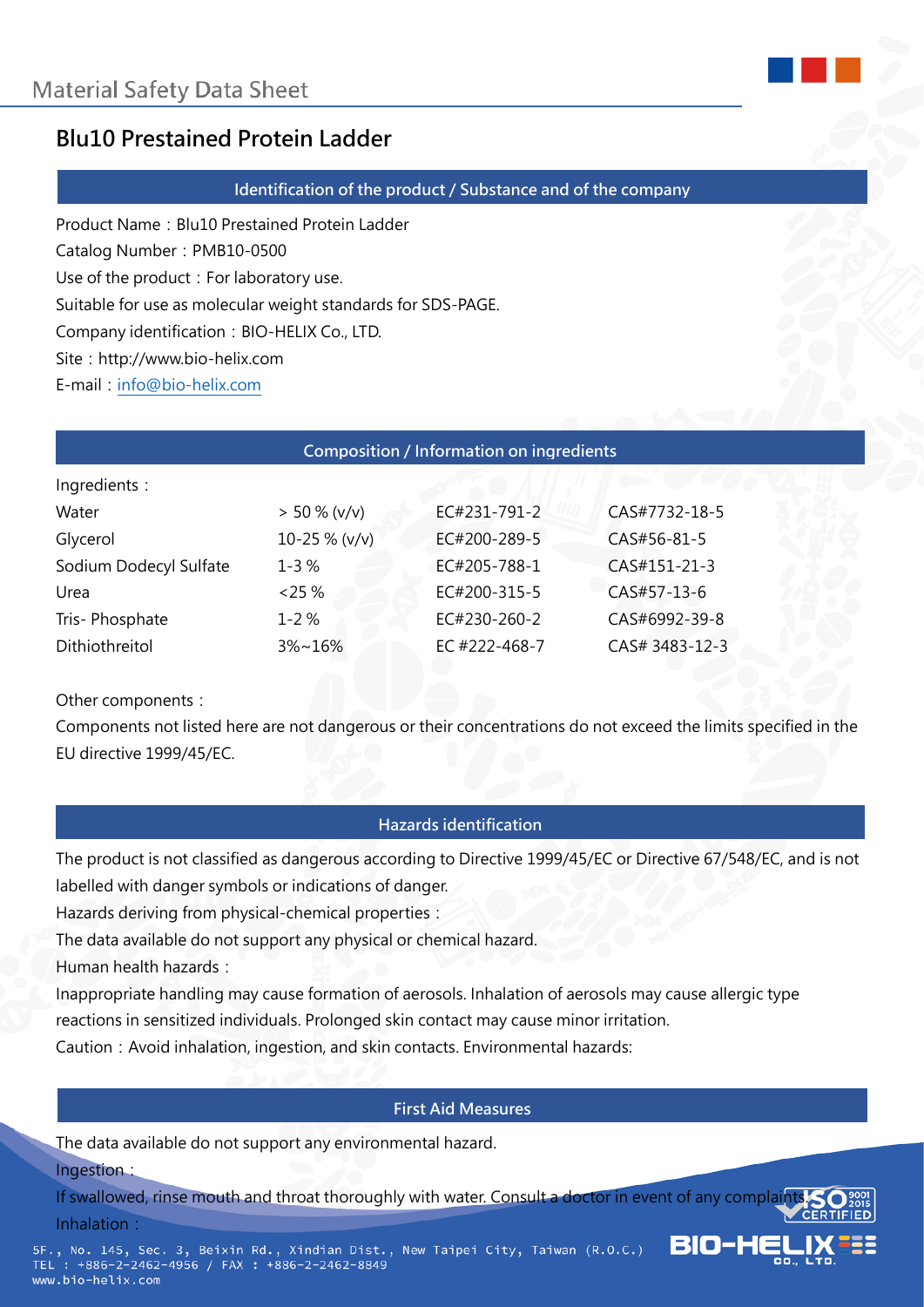Material Safety Data Sheet

# Blu10 Prestained Protein Ladder

## Identification of the product / Substance and of the company

Product Name：Blu10 Prestained Protein Ladder

Catalog Number：PMB10-0500

Use of the product：For laboratory use.

Suitable for use as molecular weight standards for SDS-PAGE.

Company identification：BIO-HELIX Co., LTD.

Site：http://www.bio-helix.com

E-mail：info@bio-helix.com

## Composition / Information on ingredients

Ingredients：

| Ingredient | Concentration | EC | CAS |
|---|---|---|---|
| Water | > 50 % (v/v) | EC#231-791-2 | CAS#7732-18-5 |
| Glycerol | 10-25 % (v/v) | EC#200-289-5 | CAS#56-81-5 |
| Sodium Dodecyl Sulfate | 1-3 % | EC#205-788-1 | CAS#151-21-3 |
| Urea | <25 % | EC#200-315-5 | CAS#57-13-6 |
| Tris- Phosphate | 1-2 % | EC#230-260-2 | CAS#6992-39-8 |
| Dithiothreitol | 3%~16% | EC #222-468-7 | CAS# 3483-12-3 |

Other components：

Components not listed here are not dangerous or their concentrations do not exceed the limits specified in the EU directive 1999/45/EC.

## Hazards identification

The product is not classified as dangerous according to Directive 1999/45/EC or Directive 67/548/EC, and is not labelled with danger symbols or indications of danger.

Hazards deriving from physical-chemical properties：

The data available do not support any physical or chemical hazard.

Human health hazards：

Inappropriate handling may cause formation of aerosols. Inhalation of aerosols may cause allergic type reactions in sensitized individuals. Prolonged skin contact may cause minor irritation.

Caution：Avoid inhalation, ingestion, and skin contacts. Environmental hazards:

## First Aid Measures

The data available do not support any environmental hazard.

Ingestion：

If swallowed, rinse mouth and throat thoroughly with water. Consult a doctor in event of any complaints.

Inhalation：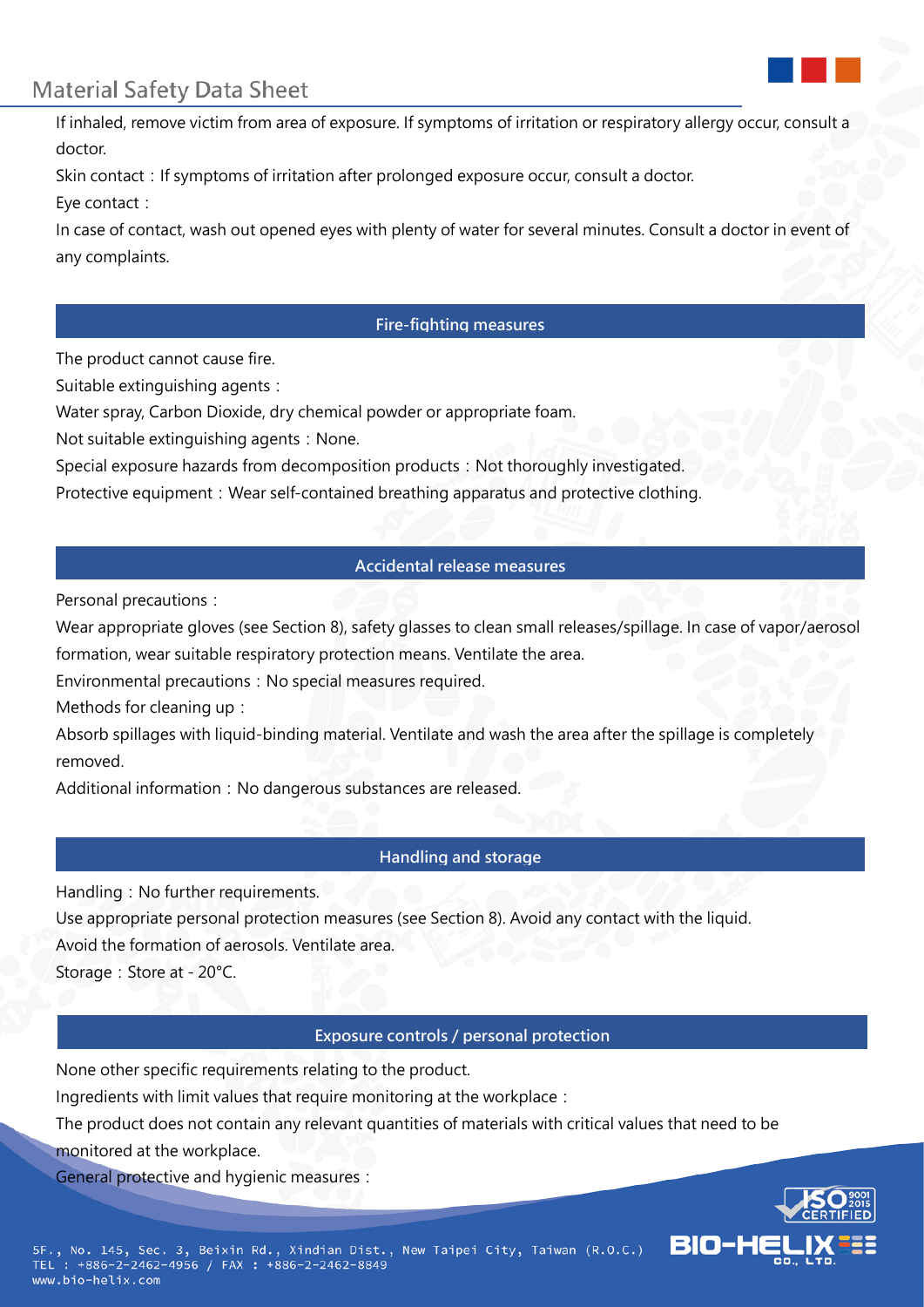If inhaled, remove victim from area of exposure. If symptoms of irritation or respiratory allergy occur, consult a doctor.

Skin contact：If symptoms of irritation after prolonged exposure occur, consult a doctor.

Eye contact：

In case of contact, wash out opened eyes with plenty of water for several minutes. Consult a doctor in event of any complaints.

## Fire-fighting measures

The product cannot cause fire.

Suitable extinguishing agents：

Water spray, Carbon Dioxide, dry chemical powder or appropriate foam.

Not suitable extinguishing agents：None.

Special exposure hazards from decomposition products：Not thoroughly investigated.

Protective equipment：Wear self-contained breathing apparatus and protective clothing.

## Accidental release measures

Personal precautions：

Wear appropriate gloves (see Section 8), safety glasses to clean small releases/spillage. In case of vapor/aerosol formation, wear suitable respiratory protection means. Ventilate the area.

Environmental precautions：No special measures required.

Methods for cleaning up：

Absorb spillages with liquid-binding material. Ventilate and wash the area after the spillage is completely removed.

Additional information：No dangerous substances are released.

## Handling and storage

Handling：No further requirements.

Use appropriate personal protection measures (see Section 8). Avoid any contact with the liquid.

Avoid the formation of aerosols. Ventilate area.

Storage：Store at - 20°C.

## Exposure controls / personal protection

None other specific requirements relating to the product.

Ingredients with limit values that require monitoring at the workplace：

The product does not contain any relevant quantities of materials with critical values that need to be monitored at the workplace.

General protective and hygienic measures：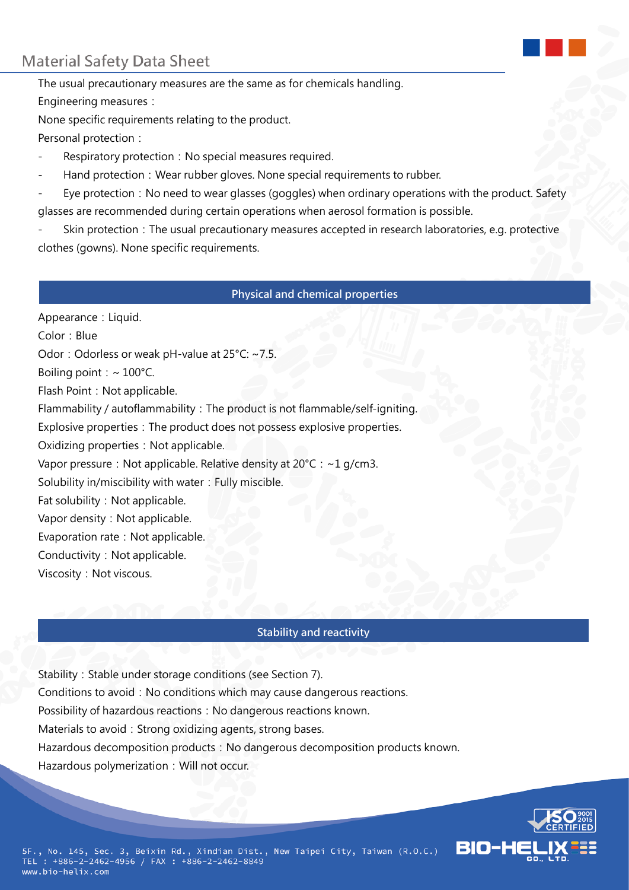The usual precautionary measures are the same as for chemicals handling.

Engineering measures：

None specific requirements relating to the product.

Personal protection：

- Respiratory protection：No special measures required.
- Hand protection：Wear rubber gloves. None special requirements to rubber.
- Eye protection：No need to wear glasses (goggles) when ordinary operations with the product. Safety glasses are recommended during certain operations when aerosol formation is possible.
- Skin protection：The usual precautionary measures accepted in research laboratories, e.g. protective clothes (gowns). None specific requirements.

## Physical and chemical properties

Appearance：Liquid.

Color：Blue

Odor：Odorless or weak pH-value at 25°C: ~7.5.

Boiling point：~ 100°C.

Flash Point：Not applicable.

Flammability / autoflammability：The product is not flammable/self-igniting.

Explosive properties：The product does not possess explosive properties.

Oxidizing properties：Not applicable.

Vapor pressure：Not applicable. Relative density at 20°C：~1 g/cm3.

Solubility in/miscibility with water：Fully miscible.

Fat solubility：Not applicable.

Vapor density：Not applicable.

Evaporation rate：Not applicable.

Conductivity：Not applicable.

Viscosity：Not viscous.

## Stability and reactivity

Stability：Stable under storage conditions (see Section 7).

Conditions to avoid：No conditions which may cause dangerous reactions.

Possibility of hazardous reactions：No dangerous reactions known.

Materials to avoid：Strong oxidizing agents, strong bases.

Hazardous decomposition products：No dangerous decomposition products known.

Hazardous polymerization：Will not occur.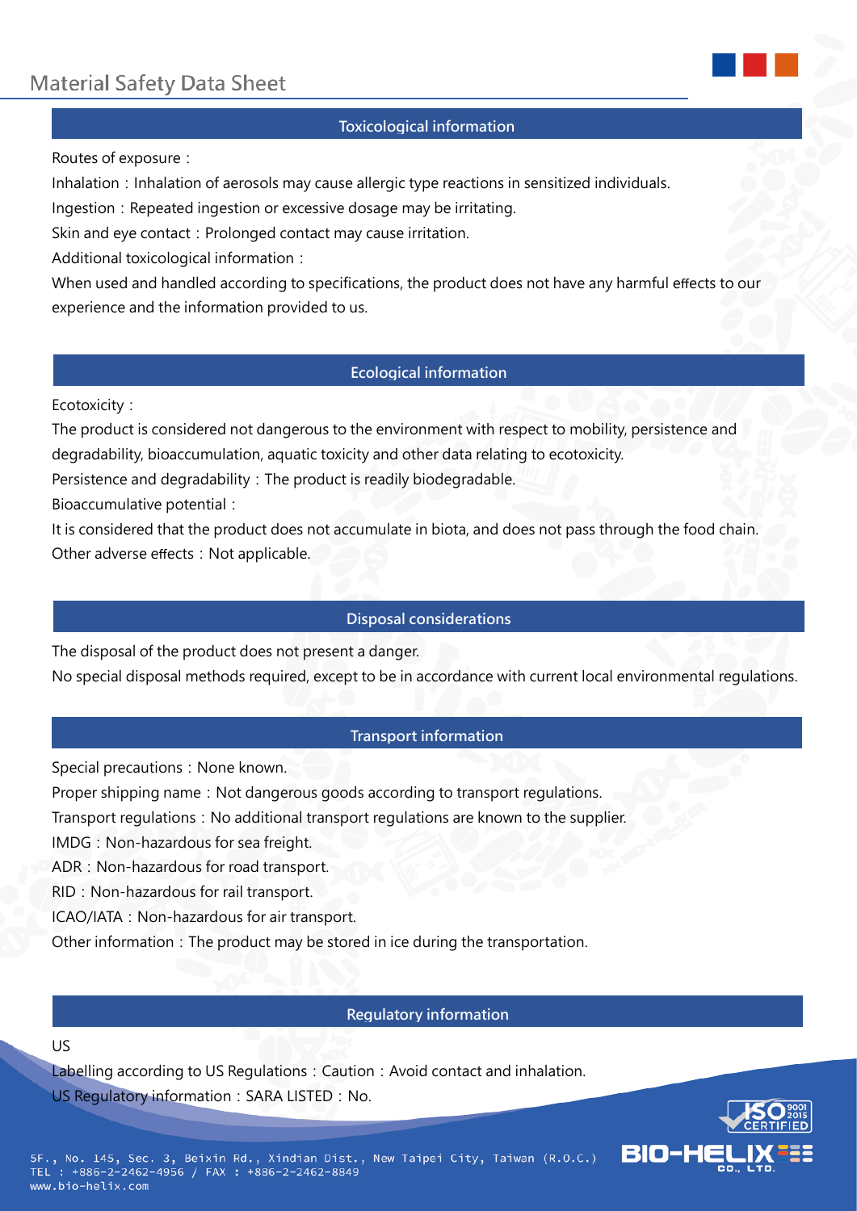## Toxicological information

Routes of exposure：

Inhalation：Inhalation of aerosols may cause allergic type reactions in sensitized individuals.

Ingestion：Repeated ingestion or excessive dosage may be irritating.

Skin and eye contact：Prolonged contact may cause irritation.

Additional toxicological information：

When used and handled according to specifications, the product does not have any harmful effects to our experience and the information provided to us.

## Ecological information

Ecotoxicity：

The product is considered not dangerous to the environment with respect to mobility, persistence and degradability, bioaccumulation, aquatic toxicity and other data relating to ecotoxicity.

Persistence and degradability：The product is readily biodegradable.

Bioaccumulative potential：

It is considered that the product does not accumulate in biota, and does not pass through the food chain.

Other adverse effects：Not applicable.

## Disposal considerations

The disposal of the product does not present a danger.

No special disposal methods required, except to be in accordance with current local environmental regulations.

## Transport information

Special precautions：None known.

Proper shipping name：Not dangerous goods according to transport regulations.

Transport regulations：No additional transport regulations are known to the supplier.

IMDG：Non-hazardous for sea freight.

ADR：Non-hazardous for road transport.

RID：Non-hazardous for rail transport.

ICAO/IATA：Non-hazardous for air transport.

Other information：The product may be stored in ice during the transportation.

## Regulatory information

US

Labelling according to US Regulations：Caution：Avoid contact and inhalation.

US Regulatory information：SARA LISTED：No.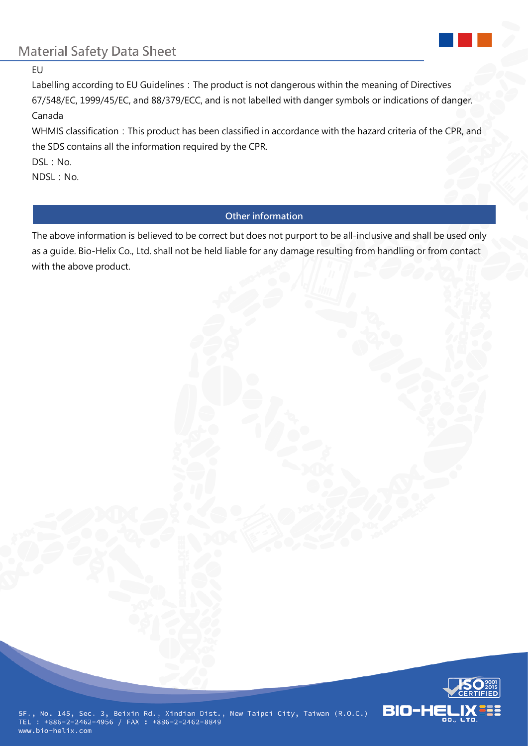EU

Labelling according to EU Guidelines：The product is not dangerous within the meaning of Directives 67/548/EC, 1999/45/EC, and 88/379/ECC, and is not labelled with danger symbols or indications of danger.

Canada

WHMIS classification：This product has been classified in accordance with the hazard criteria of the CPR, and the SDS contains all the information required by the CPR.

DSL：No.

NDSL：No.

## Other information

The above information is believed to be correct but does not purport to be all-inclusive and shall be used only as a guide. Bio-Helix Co., Ltd. shall not be held liable for any damage resulting from handling or from contact with the above product.